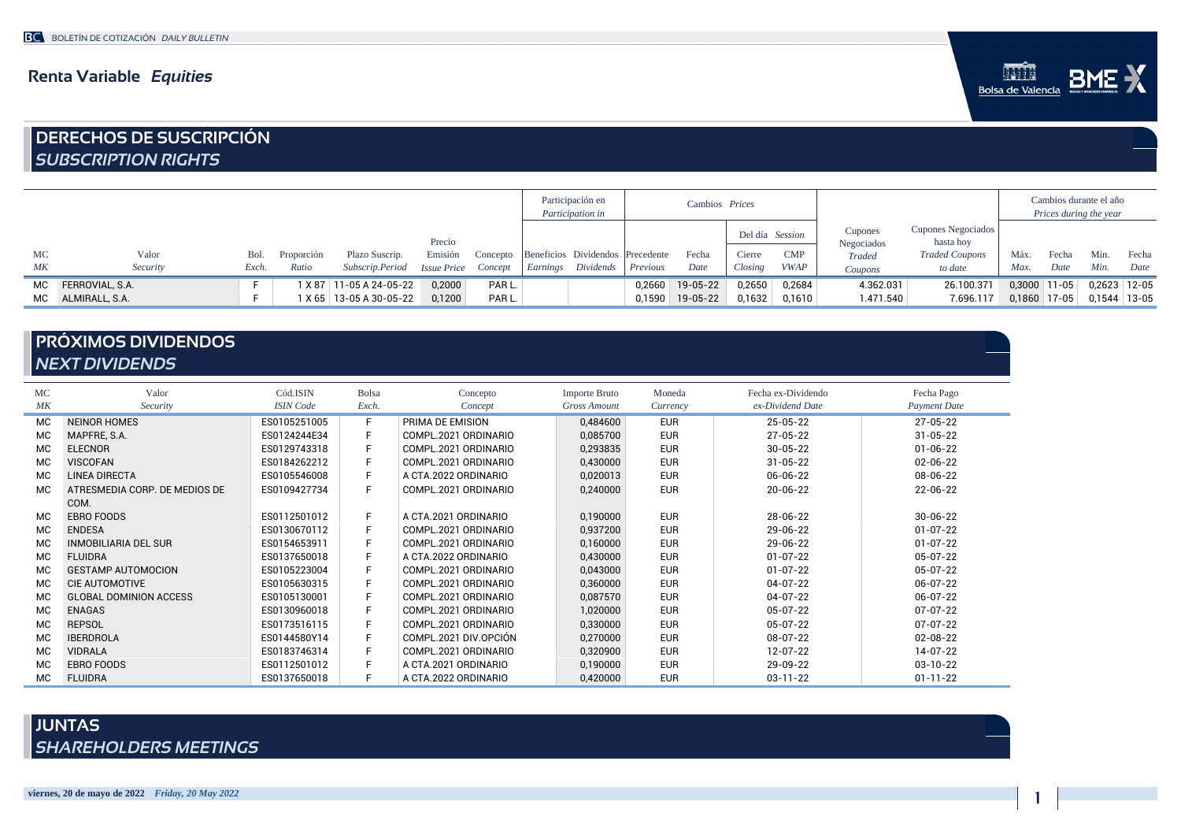# Renta Variable *Equities*

## DERECHOS DE SUSCRIPCIÓN
### *SUBSCRIPTION RIGHTS*

| MC | Valor | Bol. | Proporción | Plazo Suscrip. | Precio Emisión | Concepto | Participación en *Participation in* | | Cambios *Prices* | | | | | Cupones Negociados | Cupones Negociados hasta hoy | Cambios durante el año *Prices during the year* | | | |
|---|---|---|---|---|---|---|---|---|---|---|---|---|---|---|---|---|---|---|---|
| | | | | | | | | | | | Del día *Session* | | | | | | | | |
| *MK* | *Security* | *Exch.* | *Ratio* | *Subscrip.Period* | *Issue Price* | *Concept* | Beneficios *Earnings* | Dividendos *Dividends* | Precedente *Previous* | Fecha *Date* | Cierre *Closing* | CMP *VWAP* | | *Traded Coupons* | *Traded Coupons to date* | Máx. *Max.* | Fecha *Date* | Mín. *Min.* | Fecha *Date* |
| MC | FERROVIAL, S.A. | F | 1 X 87 | 11-05 A 24-05-22 | 0,2000 | PAR L. | | | 0,2660 | 19-05-22 | 0,2650 | 0,2684 | | 4.362.031 | 26.100.371 | 0,3000 | 11-05 | 0,2623 | 12-05 |
| MC | ALMIRALL, S.A. | F | 1 X 65 | 13-05 A 30-05-22 | 0,1200 | PAR L. | | | 0,1590 | 19-05-22 | 0,1632 | 0,1610 | | 1.471.540 | 7.696.117 | 0,1860 | 17-05 | 0,1544 | 13-05 |

## PRÓXIMOS DIVIDENDOS
### *NEXT DIVIDENDS*

| MC *MK* | Valor *Security* | Cód.ISIN *ISIN Code* | Bolsa *Exch.* | Concepto *Concept* | Importe Bruto *Gross Amount* | Moneda *Currency* | Fecha ex-Dividendo *ex-Dividend Date* | Fecha Pago *Payment Date* |
|---|---|---|---|---|---|---|---|---|
| MC | NEINOR HOMES | ES0105251005 | F | PRIMA DE EMISION | 0,484600 | EUR | 25-05-22 | 27-05-22 |
| MC | MAPFRE, S.A. | ES0124244E34 | F | COMPL.2021 ORDINARIO | 0,085700 | EUR | 27-05-22 | 31-05-22 |
| MC | ELECNOR | ES0129743318 | F | COMPL.2021 ORDINARIO | 0,293835 | EUR | 30-05-22 | 01-06-22 |
| MC | VISCOFAN | ES0184262212 | F | COMPL.2021 ORDINARIO | 0,430000 | EUR | 31-05-22 | 02-06-22 |
| MC | LINEA DIRECTA | ES0105546008 | F | A CTA.2022 ORDINARIO | 0,020013 | EUR | 06-06-22 | 08-06-22 |
| MC | ATRESMEDIA CORP. DE MEDIOS DE COM. | ES0109427734 | F | COMPL.2021 ORDINARIO | 0,240000 | EUR | 20-06-22 | 22-06-22 |
| MC | EBRO FOODS | ES0112501012 | F | A CTA.2021 ORDINARIO | 0,190000 | EUR | 28-06-22 | 30-06-22 |
| MC | ENDESA | ES0130670112 | F | COMPL.2021 ORDINARIO | 0,937200 | EUR | 29-06-22 | 01-07-22 |
| MC | INMOBILIARIA DEL SUR | ES0154653911 | F | COMPL.2021 ORDINARIO | 0,160000 | EUR | 29-06-22 | 01-07-22 |
| MC | FLUIDRA | ES0137650018 | F | A CTA.2022 ORDINARIO | 0,430000 | EUR | 01-07-22 | 05-07-22 |
| MC | GESTAMP AUTOMOCION | ES0105223004 | F | COMPL.2021 ORDINARIO | 0,043000 | EUR | 01-07-22 | 05-07-22 |
| MC | CIE AUTOMOTIVE | ES0105630315 | F | COMPL.2021 ORDINARIO | 0,360000 | EUR | 04-07-22 | 06-07-22 |
| MC | GLOBAL DOMINION ACCESS | ES0105130001 | F | COMPL.2021 ORDINARIO | 0,087570 | EUR | 04-07-22 | 06-07-22 |
| MC | ENAGAS | ES0130960018 | F | COMPL.2021 ORDINARIO | 1,020000 | EUR | 05-07-22 | 07-07-22 |
| MC | REPSOL | ES0173516115 | F | COMPL.2021 ORDINARIO | 0,330000 | EUR | 05-07-22 | 07-07-22 |
| MC | IBERDROLA | ES0144580Y14 | F | COMPL.2021 DIV.OPCIÓN | 0,270000 | EUR | 08-07-22 | 02-08-22 |
| MC | VIDRALA | ES0183746314 | F | COMPL.2021 ORDINARIO | 0,320900 | EUR | 12-07-22 | 14-07-22 |
| MC | EBRO FOODS | ES0112501012 | F | A CTA.2021 ORDINARIO | 0,190000 | EUR | 29-09-22 | 03-10-22 |
| MC | FLUIDRA | ES0137650018 | F | A CTA.2022 ORDINARIO | 0,420000 | EUR | 03-11-22 | 01-11-22 |

## JUNTAS
### *SHAREHOLDERS MEETINGS*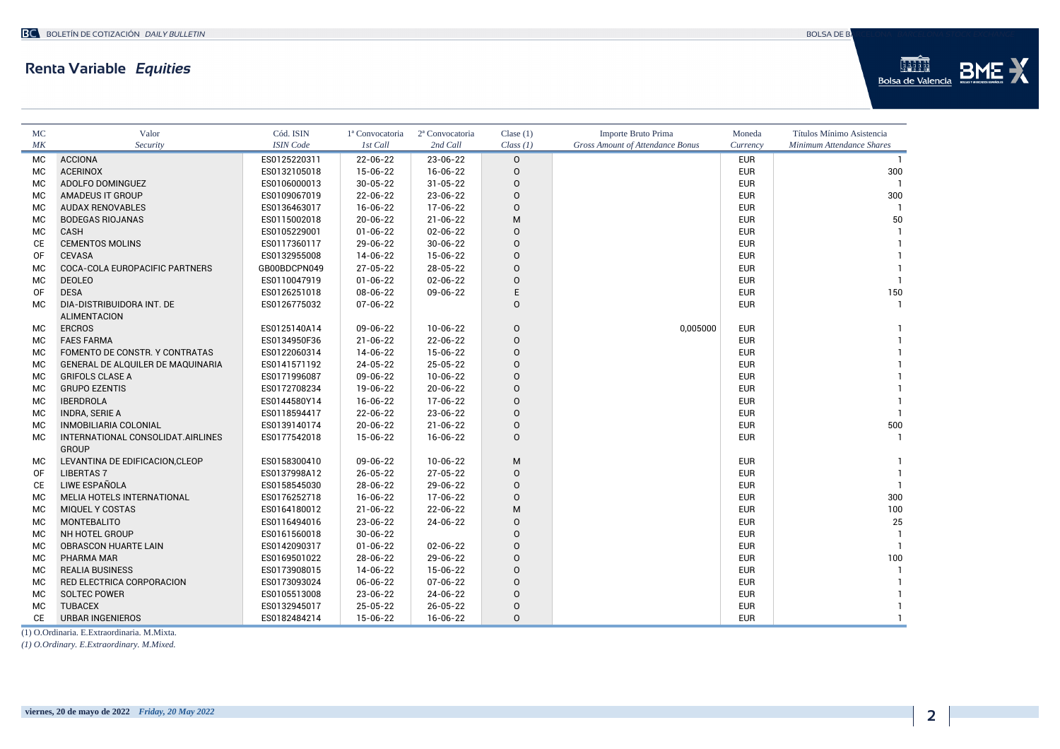# Renta Variable *Equities*

| MC<br>*MK* | Valor<br>*Security* | Cód. ISIN<br>*ISIN Code* | 1ª Convocatoria<br>*1st Call* | 2ª Convocatoria<br>*2nd Call* | Clase (1)<br>*Class (1)* | Importe Bruto Prima<br>*Gross Amount of Attendance Bonus* | Moneda<br>*Currency* | Títulos Mínimo Asistencia<br>*Minimum Attendance Shares* |
|---|---|---|---|---|---|---|---|---|
| MC | ACCIONA | ES0125220311 | 22-06-22 | 23-06-22 | O | | EUR | 1 |
| MC | ACERINOX | ES0132105018 | 15-06-22 | 16-06-22 | O | | EUR | 300 |
| MC | ADOLFO DOMINGUEZ | ES0106000013 | 30-05-22 | 31-05-22 | O | | EUR | 1 |
| MC | AMADEUS IT GROUP | ES0109067019 | 22-06-22 | 23-06-22 | O | | EUR | 300 |
| MC | AUDAX RENOVABLES | ES0136463017 | 16-06-22 | 17-06-22 | O | | EUR | 1 |
| MC | BODEGAS RIOJANAS | ES0115002018 | 20-06-22 | 21-06-22 | M | | EUR | 50 |
| MC | CASH | ES0105229001 | 01-06-22 | 02-06-22 | O | | EUR | 1 |
| CE | CEMENTOS MOLINS | ES0117360117 | 29-06-22 | 30-06-22 | O | | EUR | 1 |
| OF | CEVASA | ES0132955008 | 14-06-22 | 15-06-22 | O | | EUR | 1 |
| MC | COCA-COLA EUROPACIFIC PARTNERS | GB00BDCPN049 | 27-05-22 | 28-05-22 | O | | EUR | 1 |
| MC | DEOLEO | ES0110047919 | 01-06-22 | 02-06-22 | O | | EUR | 1 |
| OF | DESA | ES0126251018 | 08-06-22 | 09-06-22 | E | | EUR | 150 |
| MC | DIA-DISTRIBUIDORA INT. DE ALIMENTACION | ES0126775032 | 07-06-22 | | O | | EUR | 1 |
| MC | ERCROS | ES0125140A14 | 09-06-22 | 10-06-22 | O | 0,005000 | EUR | 1 |
| MC | FAES FARMA | ES0134950F36 | 21-06-22 | 22-06-22 | O | | EUR | 1 |
| MC | FOMENTO DE CONSTR. Y CONTRATAS | ES0122060314 | 14-06-22 | 15-06-22 | O | | EUR | 1 |
| MC | GENERAL DE ALQUILER DE MAQUINARIA | ES0141571192 | 24-05-22 | 25-05-22 | O | | EUR | 1 |
| MC | GRIFOLS CLASE A | ES0171996087 | 09-06-22 | 10-06-22 | O | | EUR | 1 |
| MC | GRUPO EZENTIS | ES0172708234 | 19-06-22 | 20-06-22 | O | | EUR | 1 |
| MC | IBERDROLA | ES0144580Y14 | 16-06-22 | 17-06-22 | O | | EUR | 1 |
| MC | INDRA, SERIE A | ES0118594417 | 22-06-22 | 23-06-22 | O | | EUR | 1 |
| MC | INMOBILIARIA COLONIAL | ES0139140174 | 20-06-22 | 21-06-22 | O | | EUR | 500 |
| MC | INTERNATIONAL CONSOLIDAT.AIRLINES GROUP | ES0177542018 | 15-06-22 | 16-06-22 | O | | EUR | 1 |
| MC | LEVANTINA DE EDIFICACION,CLEOP | ES0158300410 | 09-06-22 | 10-06-22 | M | | EUR | 1 |
| OF | LIBERTAS 7 | ES0137998A12 | 26-05-22 | 27-05-22 | O | | EUR | 1 |
| CE | LIWE ESPAÑOLA | ES0158545030 | 28-06-22 | 29-06-22 | O | | EUR | 1 |
| MC | MELIA HOTELS INTERNATIONAL | ES0176252718 | 16-06-22 | 17-06-22 | O | | EUR | 300 |
| MC | MIQUEL Y COSTAS | ES0164180012 | 21-06-22 | 22-06-22 | M | | EUR | 100 |
| MC | MONTEBALITO | ES0116494016 | 23-06-22 | 24-06-22 | O | | EUR | 25 |
| MC | NH HOTEL GROUP | ES0161560018 | 30-06-22 | | O | | EUR | 1 |
| MC | OBRASCON HUARTE LAIN | ES0142090317 | 01-06-22 | 02-06-22 | O | | EUR | 1 |
| MC | PHARMA MAR | ES0169501022 | 28-06-22 | 29-06-22 | O | | EUR | 100 |
| MC | REALIA BUSINESS | ES0173908015 | 14-06-22 | 15-06-22 | O | | EUR | 1 |
| MC | RED ELECTRICA CORPORACION | ES0173093024 | 06-06-22 | 07-06-22 | O | | EUR | 1 |
| MC | SOLTEC POWER | ES0105513008 | 23-06-22 | 24-06-22 | O | | EUR | 1 |
| MC | TUBACEX | ES0132945017 | 25-05-22 | 26-05-22 | O | | EUR | 1 |
| CE | URBAR INGENIEROS | ES0182484214 | 15-06-22 | 16-06-22 | O | | EUR | 1 |

(1) O.Ordinaria. E.Extraordinaria. M.Mixta.

*(1) O.Ordinary. E.Extraordinary. M.Mixed.*